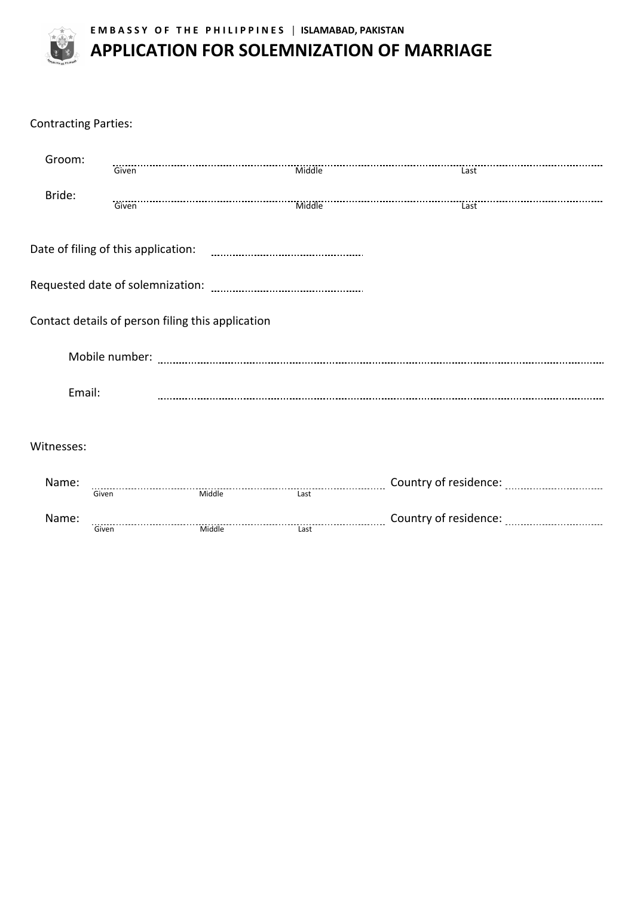**E M B A S S Y  O F  T H E  P H I L I P P I N E S** | **ISLAMABAD, PAKISTAN**

# APPLICATION FOR SOLEMNIZATION OF MARRIAGE

Contracting Parties:

Groom: ..................................................................................................................
Given Middle Last

Bride: ..................................................................................................................
Given Middle Last

Date of filing of this application: ..............................................

Requested date of solemnization: ..............................................

Contact details of person filing this application

Mobile number: ..................................................................................................

Email: ..................................................................................................

Witnesses:

Name: .................................................................... Country of residence: ..............................
Given Middle Last

Name: .................................................................... Country of residence: ..............................
Given Middle Last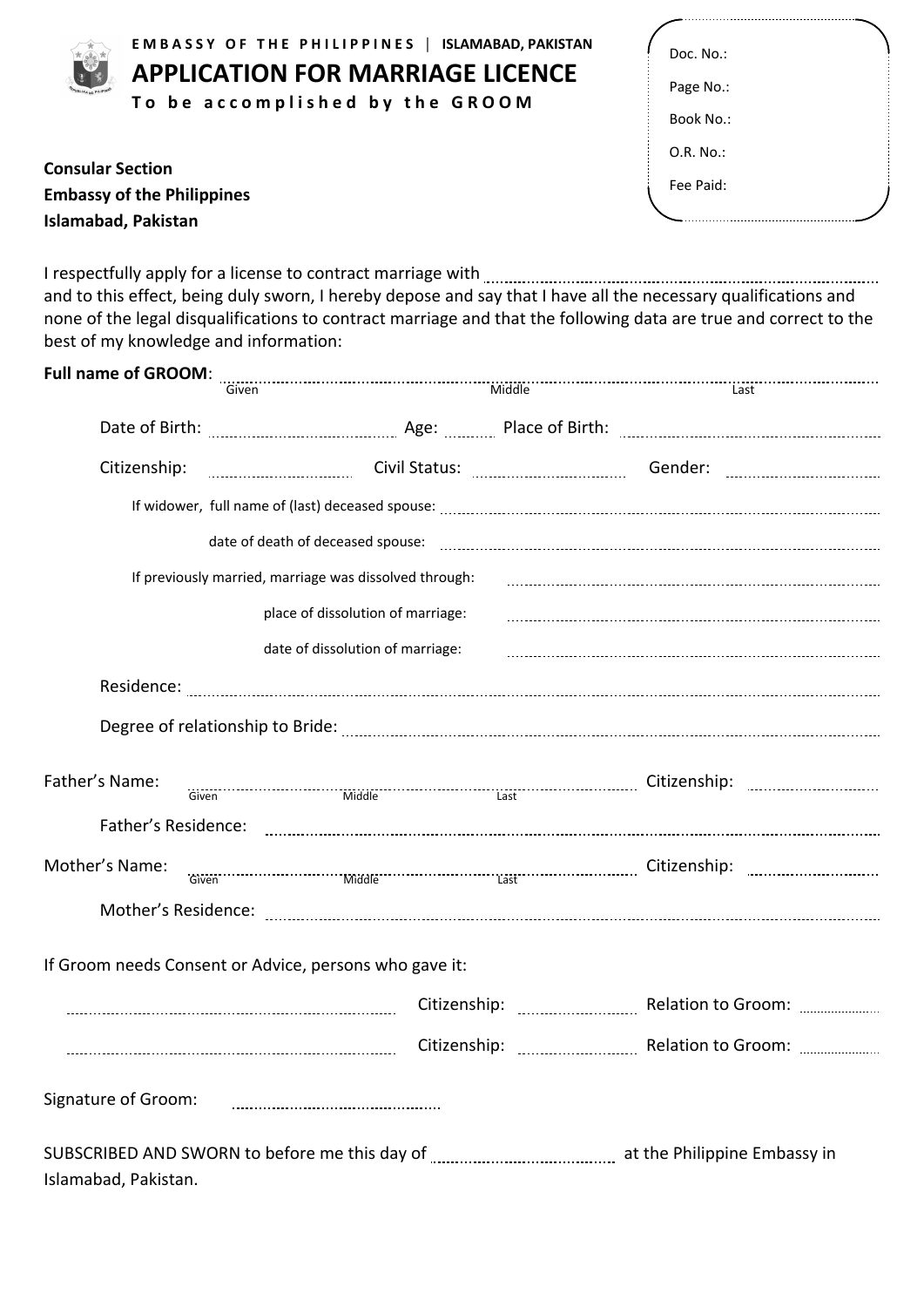EMBASSY OF THE PHILIPPINES | ISLAMABAD, PAKISTAN

# APPLICATION FOR MARRIAGE LICENCE

**To be accomplished by the GROOM**

Doc. No.:

Page No.:

Book No.:

O.R. No.:

Fee Paid:

**Consular Section**
**Embassy of the Philippines**
**Islamabad, Pakistan**

I respectfully apply for a license to contract marriage with ................................................ and to this effect, being duly sworn, I hereby depose and say that I have all the necessary qualifications and none of the legal disqualifications to contract marriage and that the following data are true and correct to the best of my knowledge and information:

**Full name of GROOM**: ........................................................................................................
Given Middle Last

Date of Birth: ........................ Age: ........ Place of Birth: ........................

Citizenship: ........................ Civil Status: ........................ Gender: ........................

If widower, full name of (last) deceased spouse: ........................................................

date of death of deceased spouse: ........................................................

If previously married, marriage was dissolved through: ........................................................

place of dissolution of marriage: ........................................................

date of dissolution of marriage: ........................................................

Residence: ........................................................................................................

Degree of relationship to Bride: ........................................................................

Father's Name: ........................................................ Citizenship: ........................
Given Middle Last

Father's Residence: ........................................................................................

Mother's Name: ........................................................ Citizenship: ........................
Given Middle Last

Mother's Residence: ........................................................................................

If Groom needs Consent or Advice, persons who gave it:

........................................................ Citizenship: ........................ Relation to Groom: ..............

........................................................ Citizenship: ........................ Relation to Groom: ..............

Signature of Groom: ........................................

SUBSCRIBED AND SWORN to before me this day of ........................................ at the Philippine Embassy in Islamabad, Pakistan.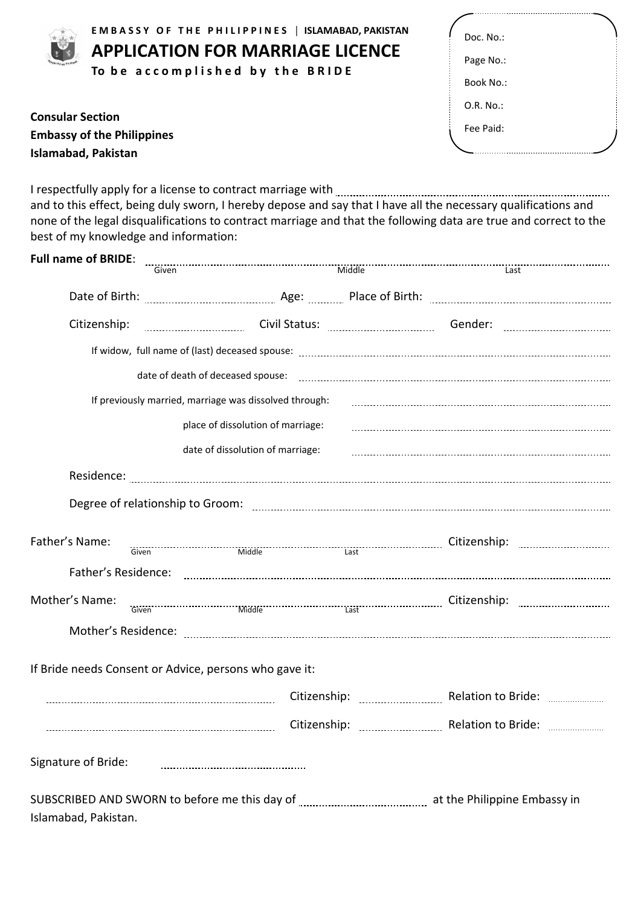EMBASSY OF THE PHILIPPINES | ISLAMABAD, PAKISTAN

# APPLICATION FOR MARRIAGE LICENCE

**To be accomplished by the BRIDE**

Doc. No.:

Page No.:

Book No.:

O.R. No.:

Fee Paid:

**Consular Section**
**Embassy of the Philippines**
**Islamabad, Pakistan**

I respectfully apply for a license to contract marriage with ........................................
and to this effect, being duly sworn, I hereby depose and say that I have all the necessary qualifications and none of the legal disqualifications to contract marriage and that the following data are true and correct to the best of my knowledge and information:

**Full name of BRIDE**: ........................................
Given Middle Last

Date of Birth: .................... Age: .......... Place of Birth: ....................

Citizenship: .................... Civil Status: .................... Gender: ....................

If widow, full name of (last) deceased spouse: ........................................

date of death of deceased spouse: ........................................

If previously married, marriage was dissolved through: ........................................

place of dissolution of marriage: ........................................

date of dissolution of marriage: ........................................

Residence: ........................................

Degree of relationship to Groom: ........................................

Father's Name: ........................................ Citizenship: ....................
Given Middle Last

Father's Residence: ........................................

Mother's Name: ........................................ Citizenship: ....................
Given Middle Last

Mother's Residence: ........................................

If Bride needs Consent or Advice, persons who gave it:

........................................ Citizenship: .................... Relation to Bride: ..........

........................................ Citizenship: .................... Relation to Bride: ..........

Signature of Bride: ....................

SUBSCRIBED AND SWORN to before me this day of .................... at the Philippine Embassy in Islamabad, Pakistan.